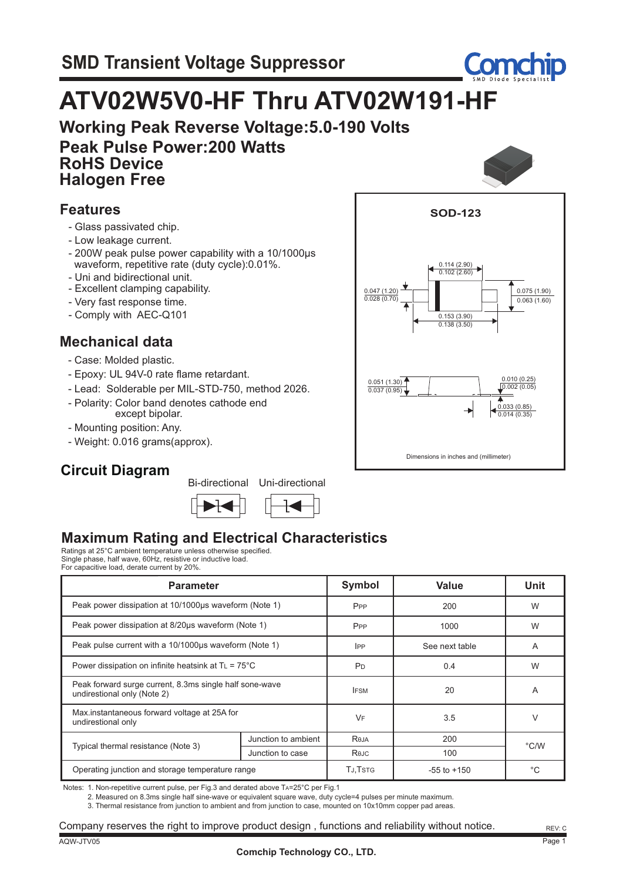## SMD Transient Voltage Suppressor

# ATV02W5V0-HF Thru ATV02W191-HF

## Working Peak Reverse Voltage:5.0-190 Volts
## Peak Pulse Power:200 Watts
## RoHS Device
## Halogen Free

## Features

- Glass passivated chip.
- Low leakage current.
- 200W peak pulse power capability with a 10/1000μs waveform, repetitive rate (duty cycle):0.01%.
- Uni and bidirectional unit.
- Excellent clamping capability.
- Very fast response time.
- Comply with AEC-Q101

## Mechanical data

- Case: Molded plastic.
- Epoxy: UL 94V-0 rate flame retardant.
- Lead: Solderable per MIL-STD-750, method 2026.
- Polarity: Color band denotes cathode end except bipolar.
- Mounting position: Any.
- Weight: 0.016 grams(approx).

**SOD-123**

0.114 (2.90) / 0.102 (2.60)
0.047 (1.20) / 0.028 (0.70)
0.075 (1.90) / 0.063 (1.60)
0.153 (3.90) / 0.138 (3.50)
0.051 (1.30) / 0.037 (0.95)
0.010 (0.25) / 0.002 (0.05)
0.033 (0.85) / 0.014 (0.35)

Dimensions in inches and (millimeter)

## Circuit Diagram

Bi-directional Uni-directional

## Maximum Rating and Electrical Characteristics

Ratings at 25°C ambient temperature unless otherwise specified.
Single phase, half wave, 60Hz, resistive or inductive load.
For capacitive load, derate current by 20%.

| Parameter | | Symbol | Value | Unit |
|---|---|---|---|---|
| Peak power dissipation at 10/1000μs waveform (Note 1) | | $P_{PP}$ | 200 | W |
| Peak power dissipation at 8/20μs waveform (Note 1) | | $P_{PP}$ | 1000 | W |
| Peak pulse current with a 10/1000μs waveform (Note 1) | | $I_{PP}$ | See next table | A |
| Power dissipation on infinite heatsink at $T_L$ = 75°C | | $P_D$ | 0.4 | W |
| Peak forward surge current, 8.3ms single half sone-wave undirectional only (Note 2) | | $I_{FSM}$ | 20 | A |
| Max.instantaneous forward voltage at 25A for undirectional only | | $V_F$ | 3.5 | V |
| Typical thermal resistance (Note 3) | Junction to ambient | $R_{\theta JA}$ | 200 | °C/W |
| | Junction to case | $R_{\theta JC}$ | 100 | |
| Operating junction and storage temperature range | | $T_J$,$T_{STG}$ | -55 to +150 | °C |

Notes: 1. Non-repetitive current pulse, per Fig.3 and derated above $T_A$=25°C per Fig.1
2. Measured on 8.3ms single half sine-wave or equivalent square wave, duty cycle=4 pulses per minute maximum.
3. Thermal resistance from junction to ambient and from junction to case, mounted on 10x10mm copper pad areas.

Company reserves the right to improve product design , functions and reliability without notice.

REV: C

AQW-JTV05

Comchip Technology CO., LTD.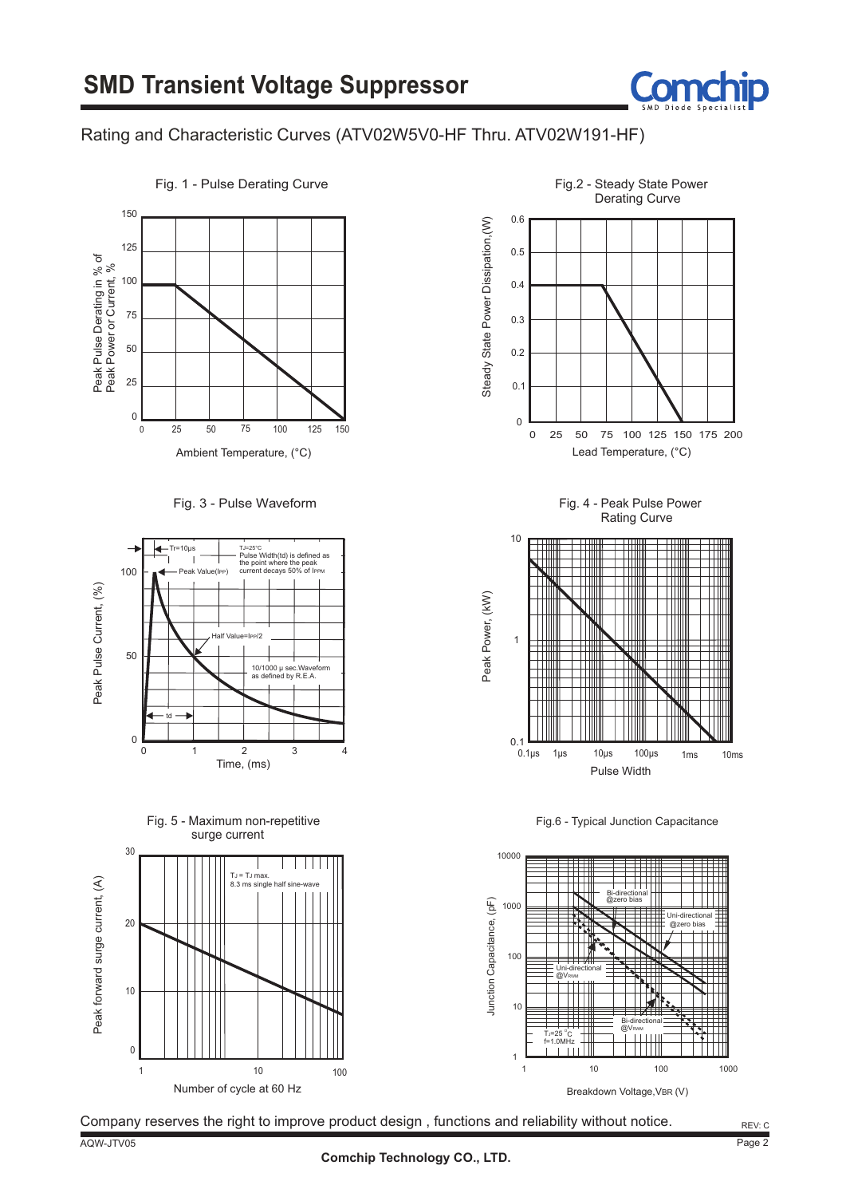# SMD Transient Voltage Suppressor

## Rating and Characteristic Curves (ATV02W5V0-HF Thru. ATV02W191-HF)

Fig. 1 - Pulse Derating Curve

Peak Pulse Derating in % of Peak Power or Current, %

Ambient Temperature, (°C)

Fig.2 - Steady State Power Derating Curve

Steady State Power Dissipation,(W)

Lead Temperature, (°C)

Fig. 3 - Pulse Waveform

Tr=10μs

TJ=25°C
Pulse Width(td) is defined as the point where the peak current decays 50% of IPPM

Peak Value(IPP)

Half Value=IPP/2

10/1000 μ sec.Waveform as defined by R.E.A.

td

Peak Pulse Current, (%)

Time, (ms)

Fig. 4 - Peak Pulse Power Rating Curve

Peak Power, (kW)

Pulse Width

Fig. 5 - Maximum non-repetitive surge current

TJ = TJ max.
8.3 ms single half sine-wave

Peak forward surge current, (A)

Number of cycle at 60 Hz

Fig.6 - Typical Junction Capacitance

Bi-directional @zero bias

Uni-directional @zero bias

Uni-directional @VRWM

Bi-directional @VRWM

TJ=25°C
f=1.0MHz

Junction Capacitance, (pF)

Breakdown Voltage,VBR (V)

Company reserves the right to improve product design , functions and reliability without notice.

REV: C

AQW-JTV05

Comchip Technology CO., LTD.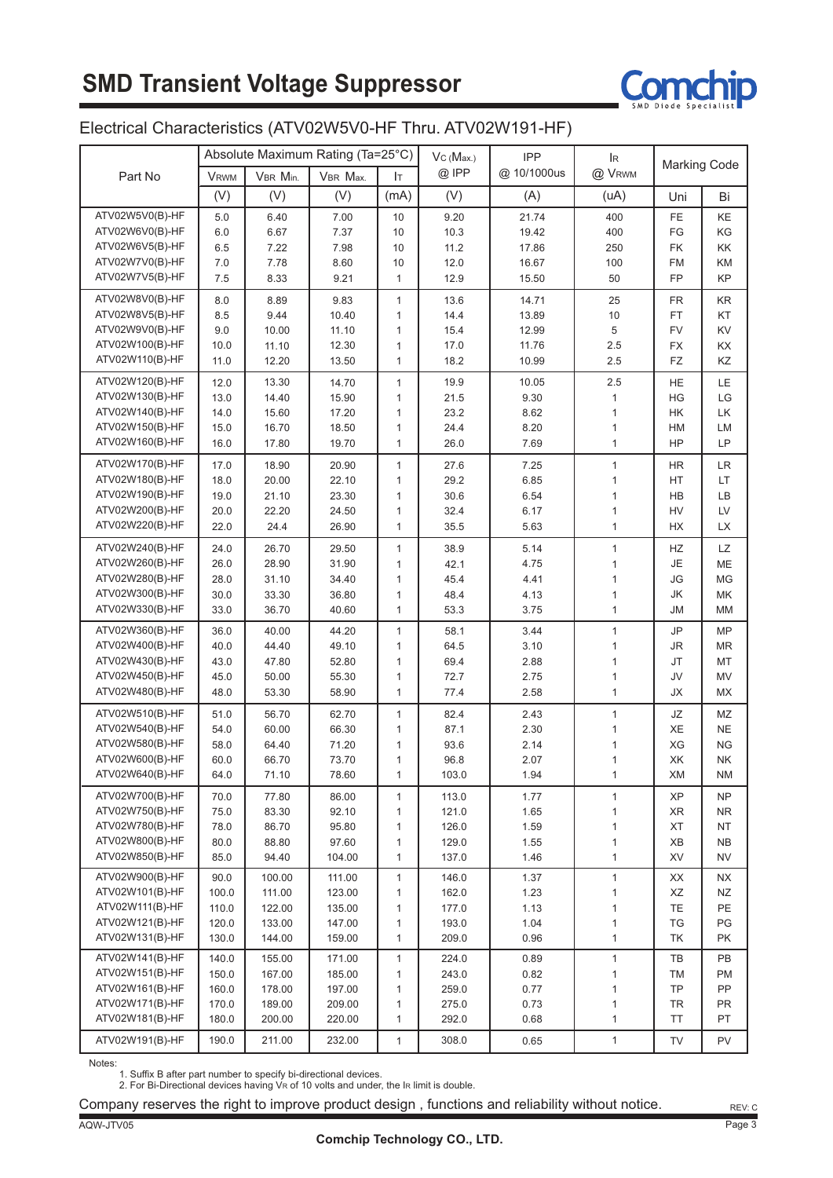# SMD Transient Voltage Suppressor

## Electrical Characteristics (ATV02W5V0-HF Thru. ATV02W191-HF)

| Part No | Absolute Maximum Rating (Ta=25°C) | | | | $V_C$ (Max.) @ IPP | IPP @ 10/1000us | $I_R$ @ $V_{RWM}$ | Marking Code | |
|---|---|---|---|---|---|---|---|---|---|
| | $V_{RWM}$ | $V_{BR}$ Min. | $V_{BR}$ Max. | $I_T$ | | | | | |
| | (V) | (V) | (V) | (mA) | (V) | (A) | (uA) | Uni | Bi |
| ATV02W5V0(B)-HF | 5.0 | 6.40 | 7.00 | 10 | 9.20 | 21.74 | 400 | FE | KE |
| ATV02W6V0(B)-HF | 6.0 | 6.67 | 7.37 | 10 | 10.3 | 19.42 | 400 | FG | KG |
| ATV02W6V5(B)-HF | 6.5 | 7.22 | 7.98 | 10 | 11.2 | 17.86 | 250 | FK | KK |
| ATV02W7V0(B)-HF | 7.0 | 7.78 | 8.60 | 10 | 12.0 | 16.67 | 100 | FM | KM |
| ATV02W7V5(B)-HF | 7.5 | 8.33 | 9.21 | 1 | 12.9 | 15.50 | 50 | FP | KP |
| ATV02W8V0(B)-HF | 8.0 | 8.89 | 9.83 | 1 | 13.6 | 14.71 | 25 | FR | KR |
| ATV02W8V5(B)-HF | 8.5 | 9.44 | 10.40 | 1 | 14.4 | 13.89 | 10 | FT | KT |
| ATV02W9V0(B)-HF | 9.0 | 10.00 | 11.10 | 1 | 15.4 | 12.99 | 5 | FV | KV |
| ATV02W100(B)-HF | 10.0 | 11.10 | 12.30 | 1 | 17.0 | 11.76 | 2.5 | FX | KX |
| ATV02W110(B)-HF | 11.0 | 12.20 | 13.50 | 1 | 18.2 | 10.99 | 2.5 | FZ | KZ |
| ATV02W120(B)-HF | 12.0 | 13.30 | 14.70 | 1 | 19.9 | 10.05 | 2.5 | HE | LE |
| ATV02W130(B)-HF | 13.0 | 14.40 | 15.90 | 1 | 21.5 | 9.30 | 1 | HG | LG |
| ATV02W140(B)-HF | 14.0 | 15.60 | 17.20 | 1 | 23.2 | 8.62 | 1 | HK | LK |
| ATV02W150(B)-HF | 15.0 | 16.70 | 18.50 | 1 | 24.4 | 8.20 | 1 | HM | LM |
| ATV02W160(B)-HF | 16.0 | 17.80 | 19.70 | 1 | 26.0 | 7.69 | 1 | HP | LP |
| ATV02W170(B)-HF | 17.0 | 18.90 | 20.90 | 1 | 27.6 | 7.25 | 1 | HR | LR |
| ATV02W180(B)-HF | 18.0 | 20.00 | 22.10 | 1 | 29.2 | 6.85 | 1 | HT | LT |
| ATV02W190(B)-HF | 19.0 | 21.10 | 23.30 | 1 | 30.6 | 6.54 | 1 | HB | LB |
| ATV02W200(B)-HF | 20.0 | 22.20 | 24.50 | 1 | 32.4 | 6.17 | 1 | HV | LV |
| ATV02W220(B)-HF | 22.0 | 24.4 | 26.90 | 1 | 35.5 | 5.63 | 1 | HX | LX |
| ATV02W240(B)-HF | 24.0 | 26.70 | 29.50 | 1 | 38.9 | 5.14 | 1 | HZ | LZ |
| ATV02W260(B)-HF | 26.0 | 28.90 | 31.90 | 1 | 42.1 | 4.75 | 1 | JE | ME |
| ATV02W280(B)-HF | 28.0 | 31.10 | 34.40 | 1 | 45.4 | 4.41 | 1 | JG | MG |
| ATV02W300(B)-HF | 30.0 | 33.30 | 36.80 | 1 | 48.4 | 4.13 | 1 | JK | MK |
| ATV02W330(B)-HF | 33.0 | 36.70 | 40.60 | 1 | 53.3 | 3.75 | 1 | JM | MM |
| ATV02W360(B)-HF | 36.0 | 40.00 | 44.20 | 1 | 58.1 | 3.44 | 1 | JP | MP |
| ATV02W400(B)-HF | 40.0 | 44.40 | 49.10 | 1 | 64.5 | 3.10 | 1 | JR | MR |
| ATV02W430(B)-HF | 43.0 | 47.80 | 52.80 | 1 | 69.4 | 2.88 | 1 | JT | MT |
| ATV02W450(B)-HF | 45.0 | 50.00 | 55.30 | 1 | 72.7 | 2.75 | 1 | JV | MV |
| ATV02W480(B)-HF | 48.0 | 53.30 | 58.90 | 1 | 77.4 | 2.58 | 1 | JX | MX |
| ATV02W510(B)-HF | 51.0 | 56.70 | 62.70 | 1 | 82.4 | 2.43 | 1 | JZ | MZ |
| ATV02W540(B)-HF | 54.0 | 60.00 | 66.30 | 1 | 87.1 | 2.30 | 1 | XE | NE |
| ATV02W580(B)-HF | 58.0 | 64.40 | 71.20 | 1 | 93.6 | 2.14 | 1 | XG | NG |
| ATV02W600(B)-HF | 60.0 | 66.70 | 73.70 | 1 | 96.8 | 2.07 | 1 | XK | NK |
| ATV02W640(B)-HF | 64.0 | 71.10 | 78.60 | 1 | 103.0 | 1.94 | 1 | XM | NM |
| ATV02W700(B)-HF | 70.0 | 77.80 | 86.00 | 1 | 113.0 | 1.77 | 1 | XP | NP |
| ATV02W750(B)-HF | 75.0 | 83.30 | 92.10 | 1 | 121.0 | 1.65 | 1 | XR | NR |
| ATV02W780(B)-HF | 78.0 | 86.70 | 95.80 | 1 | 126.0 | 1.59 | 1 | XT | NT |
| ATV02W800(B)-HF | 80.0 | 88.80 | 97.60 | 1 | 129.0 | 1.55 | 1 | XB | NB |
| ATV02W850(B)-HF | 85.0 | 94.40 | 104.00 | 1 | 137.0 | 1.46 | 1 | XV | NV |
| ATV02W900(B)-HF | 90.0 | 100.00 | 111.00 | 1 | 146.0 | 1.37 | 1 | XX | NX |
| ATV02W101(B)-HF | 100.0 | 111.00 | 123.00 | 1 | 162.0 | 1.23 | 1 | XZ | NZ |
| ATV02W111(B)-HF | 110.0 | 122.00 | 135.00 | 1 | 177.0 | 1.13 | 1 | TE | PE |
| ATV02W121(B)-HF | 120.0 | 133.00 | 147.00 | 1 | 193.0 | 1.04 | 1 | TG | PG |
| ATV02W131(B)-HF | 130.0 | 144.00 | 159.00 | 1 | 209.0 | 0.96 | 1 | TK | PK |
| ATV02W141(B)-HF | 140.0 | 155.00 | 171.00 | 1 | 224.0 | 0.89 | 1 | TB | PB |
| ATV02W151(B)-HF | 150.0 | 167.00 | 185.00 | 1 | 243.0 | 0.82 | 1 | TM | PM |
| ATV02W161(B)-HF | 160.0 | 178.00 | 197.00 | 1 | 259.0 | 0.77 | 1 | TP | PP |
| ATV02W171(B)-HF | 170.0 | 189.00 | 209.00 | 1 | 275.0 | 0.73 | 1 | TR | PR |
| ATV02W181(B)-HF | 180.0 | 200.00 | 220.00 | 1 | 292.0 | 0.68 | 1 | TT | PT |
| ATV02W191(B)-HF | 190.0 | 211.00 | 232.00 | 1 | 308.0 | 0.65 | 1 | TV | PV |

Notes:

1. Suffix B after part number to specify bi-directional devices.
2. For Bi-Directional devices having $V_R$ of 10 volts and under, the $I_R$ limit is double.

Company reserves the right to improve product design , functions and reliability without notice.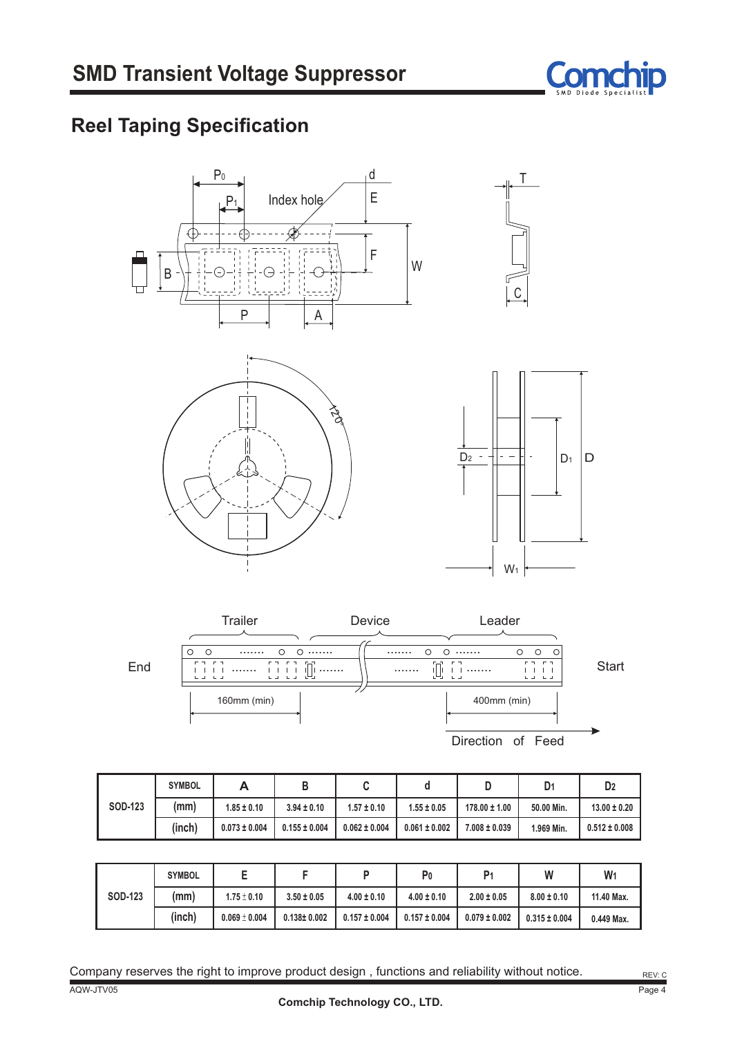# SMD Transient Voltage Suppressor

## Reel Taping Specification

| | SYMBOL | A | B | C | d | D | $D_1$ | $D_2$ |
|---|---|---|---|---|---|---|---|---|
| SOD-123 | (mm) | 1.85 ± 0.10 | 3.94 ± 0.10 | 1.57 ± 0.10 | 1.55 ± 0.05 | 178.00 ± 1.00 | 50.00 Min. | 13.00 ± 0.20 |
| | (inch) | 0.073 ± 0.004 | 0.155 ± 0.004 | 0.062 ± 0.004 | 0.061 ± 0.002 | 7.008 ± 0.039 | 1.969 Min. | 0.512 ± 0.008 |

| | SYMBOL | E | F | P | $P_0$ | $P_1$ | W | $W_1$ |
|---|---|---|---|---|---|---|---|---|
| SOD-123 | (mm) | 1.75 ± 0.10 | 3.50 ± 0.05 | 4.00 ± 0.10 | 4.00 ± 0.10 | 2.00 ± 0.05 | 8.00 ± 0.10 | 11.40 Max. |
| | (inch) | 0.069 ± 0.004 | 0.138± 0.002 | 0.157 ± 0.004 | 0.157 ± 0.004 | 0.079 ± 0.002 | 0.315 ± 0.004 | 0.449 Max. |

Company reserves the right to improve product design , functions and reliability without notice.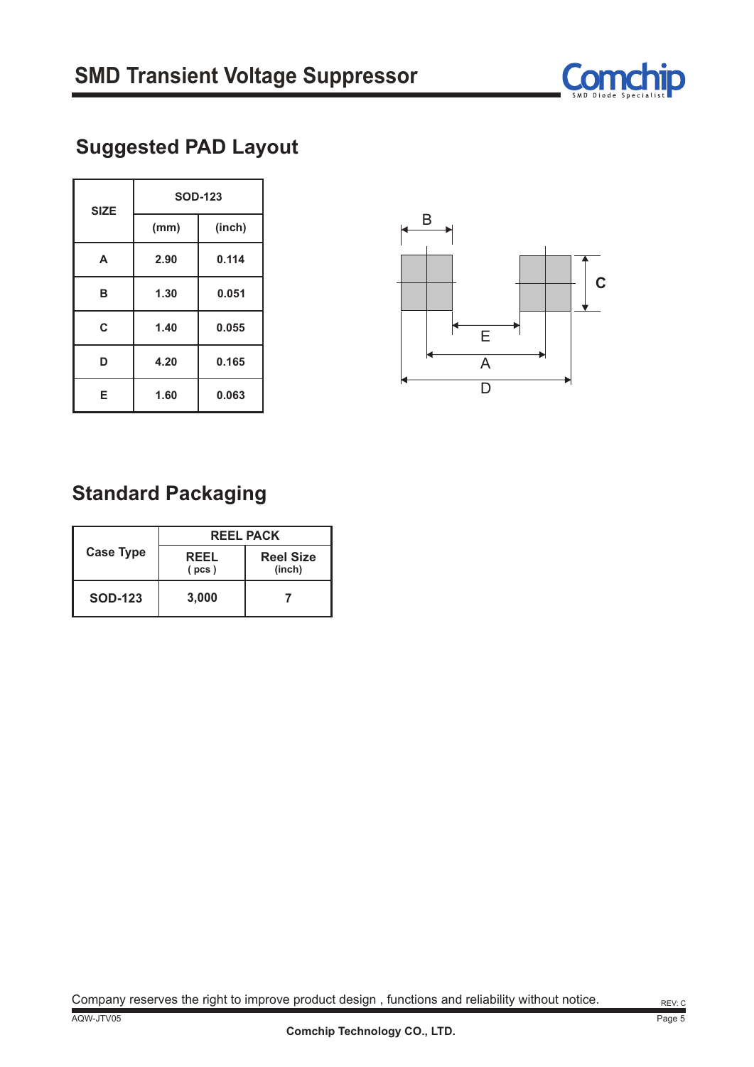## Suggested PAD Layout

| SIZE | SOD-123 | |
|---|---|---|
| | (mm) | (inch) |
| A | 2.90 | 0.114 |
| B | 1.30 | 0.051 |
| C | 1.40 | 0.055 |
| D | 4.20 | 0.165 |
| E | 1.60 | 0.063 |

## Standard Packaging

| Case Type | REEL PACK | |
|---|---|---|
| | REEL ( pcs ) | Reel Size (inch) |
| SOD-123 | 3,000 | 7 |

Company reserves the right to improve product design , functions and reliability without notice.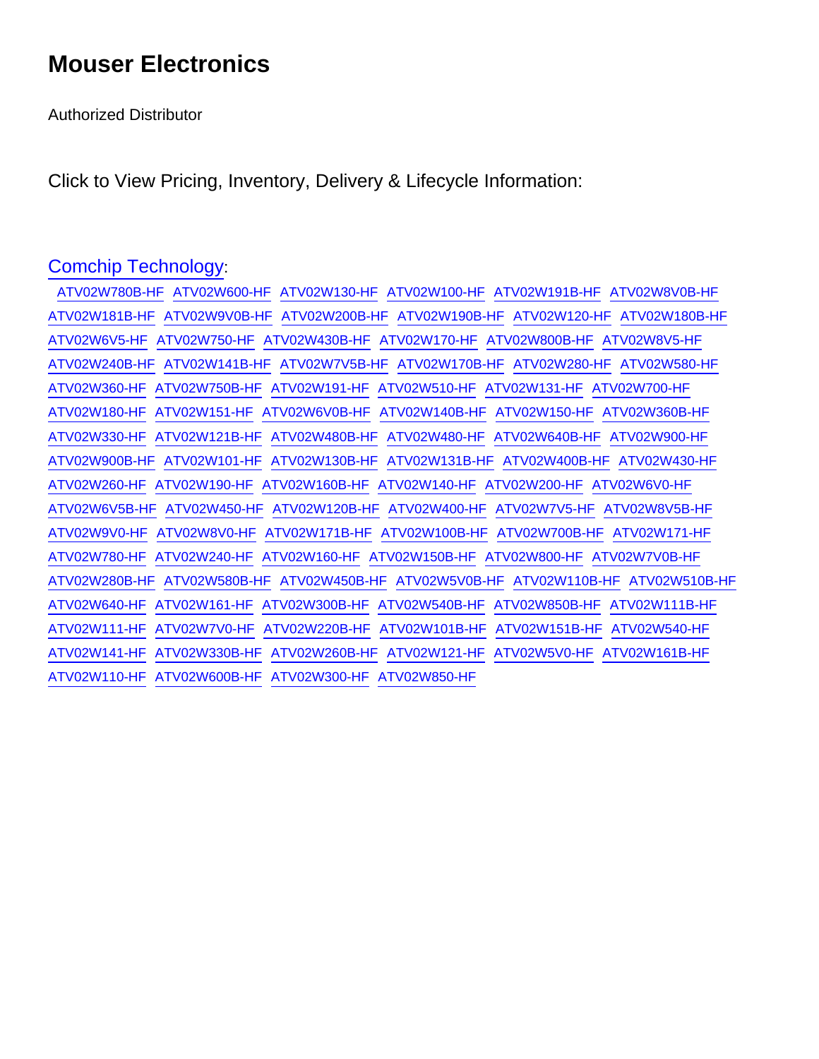# Mouser Electronics

Authorized Distributor

Click to View Pricing, Inventory, Delivery & Lifecycle Information:

Comchip Technology:

ATV02W780B-HF ATV02W600-HF ATV02W130-HF ATV02W100-HF ATV02W191B-HF ATV02W8V0B-HF ATV02W181B-HF ATV02W9V0B-HF ATV02W200B-HF ATV02W190B-HF ATV02W120-HF ATV02W180B-HF ATV02W6V5-HF ATV02W750-HF ATV02W430B-HF ATV02W170-HF ATV02W800B-HF ATV02W8V5-HF ATV02W240B-HF ATV02W141B-HF ATV02W7V5B-HF ATV02W170B-HF ATV02W280-HF ATV02W580-HF ATV02W360-HF ATV02W750B-HF ATV02W191-HF ATV02W510-HF ATV02W131-HF ATV02W700-HF ATV02W180-HF ATV02W151-HF ATV02W6V0B-HF ATV02W140B-HF ATV02W150-HF ATV02W360B-HF ATV02W330-HF ATV02W121B-HF ATV02W480B-HF ATV02W480-HF ATV02W640B-HF ATV02W900-HF ATV02W900B-HF ATV02W101-HF ATV02W130B-HF ATV02W131B-HF ATV02W400B-HF ATV02W430-HF ATV02W260-HF ATV02W190-HF ATV02W160B-HF ATV02W140-HF ATV02W200-HF ATV02W6V0-HF ATV02W6V5B-HF ATV02W450-HF ATV02W120B-HF ATV02W400-HF ATV02W7V5-HF ATV02W8V5B-HF ATV02W9V0-HF ATV02W8V0-HF ATV02W171B-HF ATV02W100B-HF ATV02W700B-HF ATV02W171-HF ATV02W780-HF ATV02W240-HF ATV02W160-HF ATV02W150B-HF ATV02W800-HF ATV02W7V0B-HF ATV02W280B-HF ATV02W580B-HF ATV02W450B-HF ATV02W5V0B-HF ATV02W110B-HF ATV02W510B-HF ATV02W640-HF ATV02W161-HF ATV02W300B-HF ATV02W540B-HF ATV02W850B-HF ATV02W111B-HF ATV02W111-HF ATV02W7V0-HF ATV02W220B-HF ATV02W101B-HF ATV02W151B-HF ATV02W540-HF ATV02W141-HF ATV02W330B-HF ATV02W260B-HF ATV02W121-HF ATV02W5V0-HF ATV02W161B-HF ATV02W110-HF ATV02W600B-HF ATV02W300-HF ATV02W850-HF